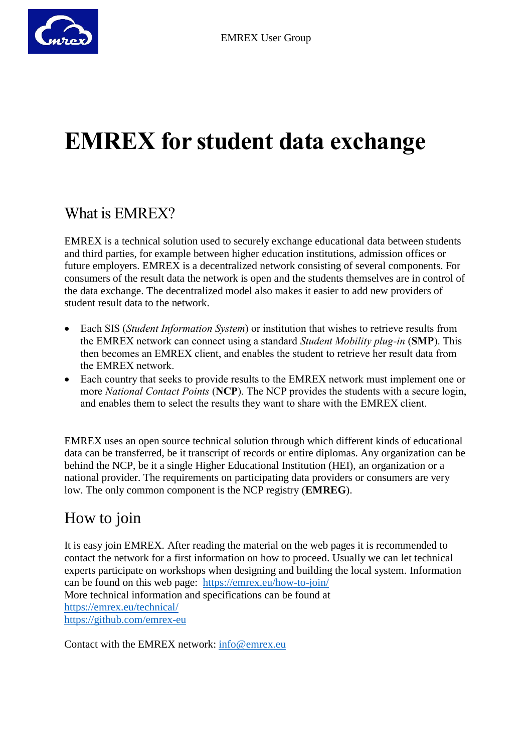# EMREX for student data exchange

## What is EMREX?

EMREX is a technical solution used to securely exchange educational data between students and third parties, for example between higher education institutions, admission offices or future employers. EMREX is a decentralized network consisting of several components. For consumers of the result data the network is open and the students themselves are in control of the data exchange. The decentralized model also makes it easier to add new providers of student result data to the network.

- Each SIS (*Student Information System*) or institution that wishes to retrieve results from the EMREX network can connect using a standard *Student Mobility plug-in* (**SMP**). This then becomes an EMREX client, and enables the student to retrieve her result data from the EMREX network.
- Each country that seeks to provide results to the EMREX network must implement one or more *National Contact Points* (**NCP**). The NCP provides the students with a secure login, and enables them to select the results they want to share with the EMREX client.

EMREX uses an open source technical solution through which different kinds of educational data can be transferred, be it transcript of records or entire diplomas. Any organization can be behind the NCP, be it a single Higher Educational Institution (HEI), an organization or a national provider. The requirements on participating data providers or consumers are very low. The only common component is the NCP registry (**EMREG**).

## How to join

It is easy join EMREX. After reading the material on the web pages it is recommended to contact the network for a first information on how to proceed. Usually we can let technical experts participate on workshops when designing and building the local system. Information can be found on this web page: https://emrex.eu/how-to-join/
More technical information and specifications can be found at
https://emrex.eu/technical/
https://github.com/emrex-eu

Contact with the EMREX network: info@emrex.eu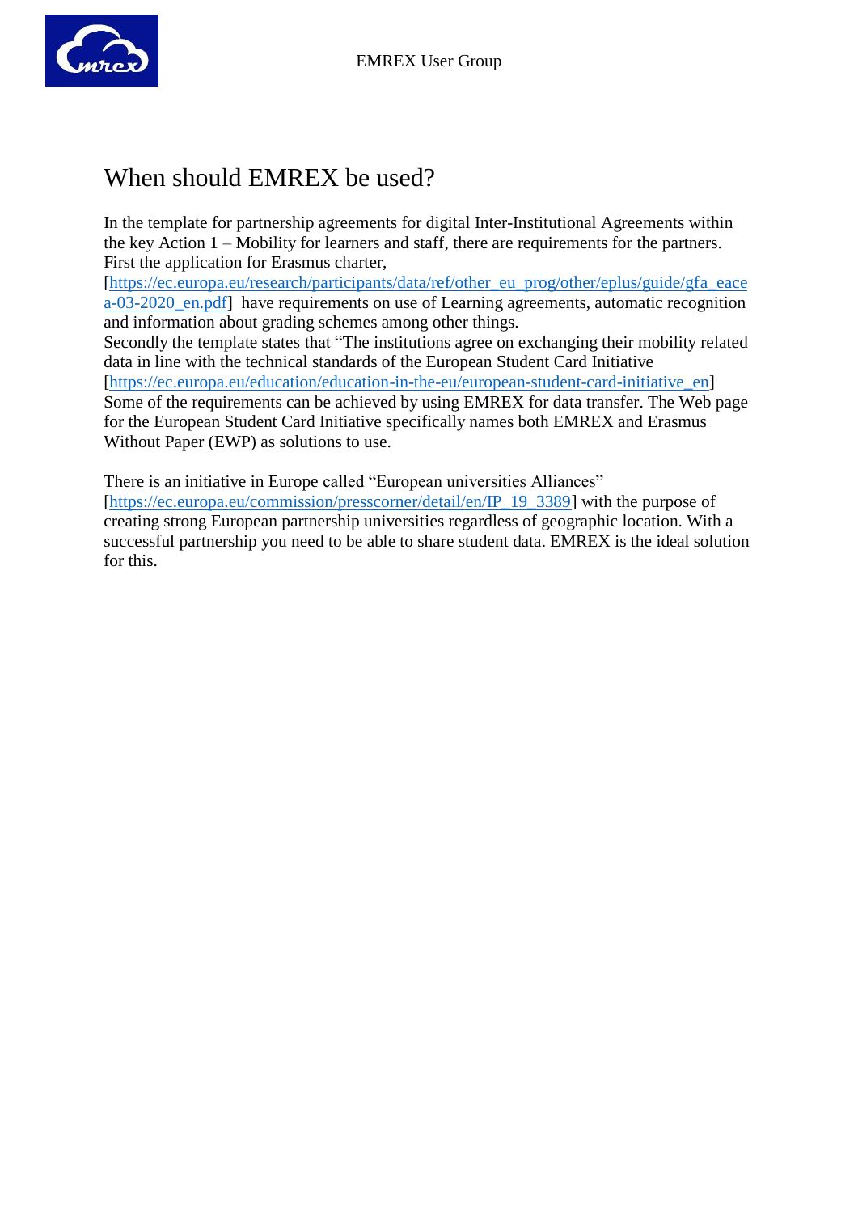# When should EMREX be used?

In the template for partnership agreements for digital Inter-Institutional Agreements within the key Action 1 – Mobility for learners and staff, there are requirements for the partners. First the application for Erasmus charter, [https://ec.europa.eu/research/participants/data/ref/other_eu_prog/other/eplus/guide/gfa_eacea-03-2020_en.pdf] have requirements on use of Learning agreements, automatic recognition and information about grading schemes among other things.
Secondly the template states that "The institutions agree on exchanging their mobility related data in line with the technical standards of the European Student Card Initiative [https://ec.europa.eu/education/education-in-the-eu/european-student-card-initiative_en]
Some of the requirements can be achieved by using EMREX for data transfer. The Web page for the European Student Card Initiative specifically names both EMREX and Erasmus Without Paper (EWP) as solutions to use.

There is an initiative in Europe called "European universities Alliances" [https://ec.europa.eu/commission/presscorner/detail/en/IP_19_3389] with the purpose of creating strong European partnership universities regardless of geographic location. With a successful partnership you need to be able to share student data. EMREX is the ideal solution for this.